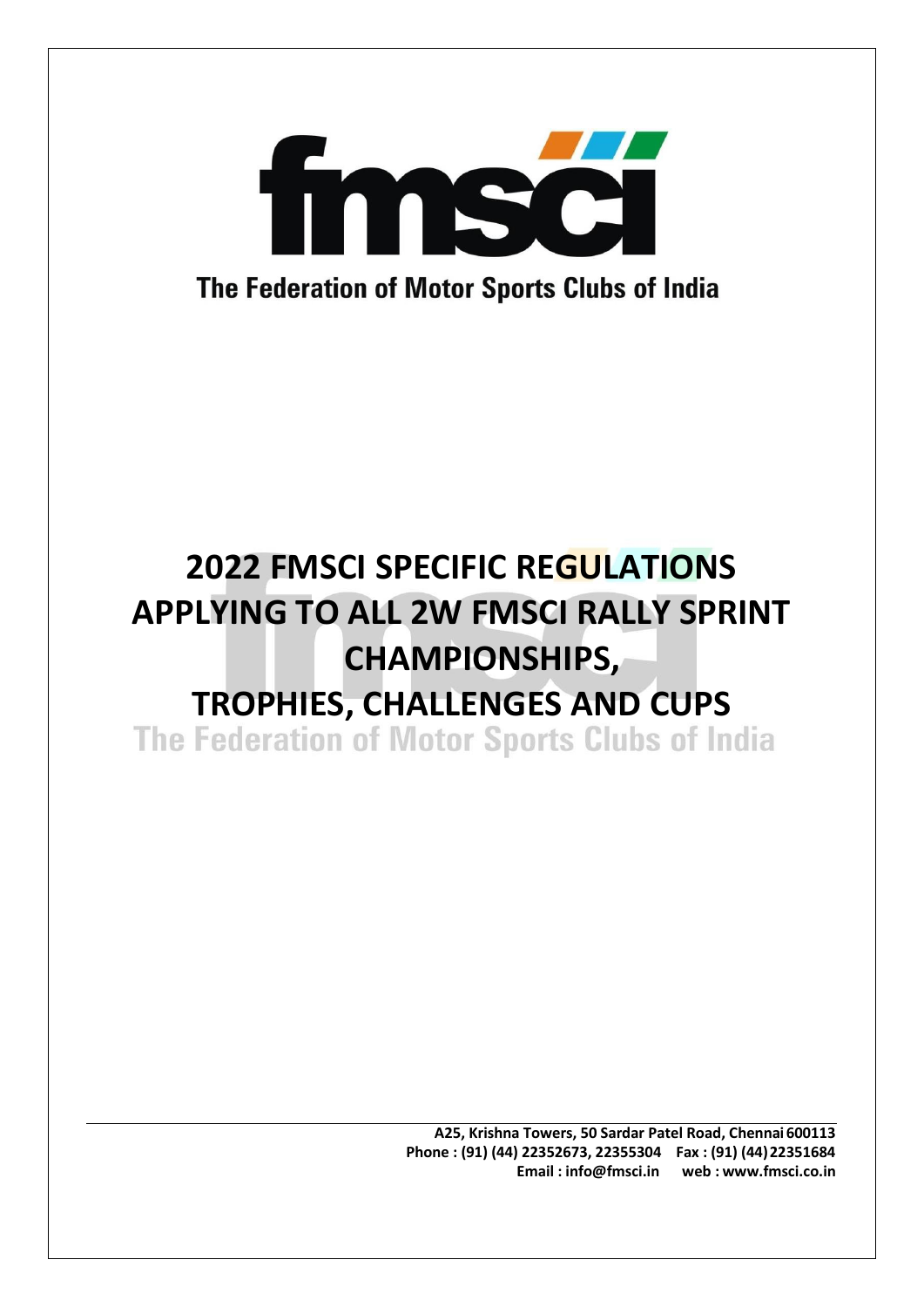fmsci

The Federation of Motor Sports Clubs of India

# 2022 FMSCI SPECIFIC REGULATIONS APPLYING TO ALL 2W FMSCI RALLY SPRINT CHAMPIONSHIPS, TROPHIES, CHALLENGES AND CUPS

**A25, Krishna Towers, 50 Sardar Patel Road, Chennai 600113**
**Phone : (91) (44) 22352673, 22355304 Fax : (91) (44) 22351684**
**Email : info@fmsci.in web : www.fmsci.co.in**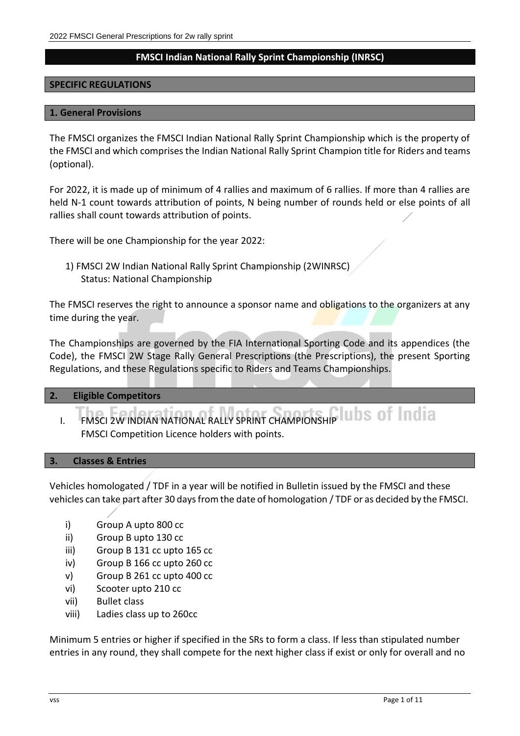# FMSCI Indian National Rally Sprint Championship (INRSC)

## SPECIFIC REGULATIONS

### 1. General Provisions

The FMSCI organizes the FMSCI Indian National Rally Sprint Championship which is the property of the FMSCI and which comprises the Indian National Rally Sprint Champion title for Riders and teams (optional).

For 2022, it is made up of minimum of 4 rallies and maximum of 6 rallies. If more than 4 rallies are held N-1 count towards attribution of points, N being number of rounds held or else points of all rallies shall count towards attribution of points.

There will be one Championship for the year 2022:

1) FMSCI 2W Indian National Rally Sprint Championship (2WINRSC)
   Status: National Championship

The FMSCI reserves the right to announce a sponsor name and obligations to the organizers at any time during the year.

The Championships are governed by the FIA International Sporting Code and its appendices (the Code), the FMSCI 2W Stage Rally General Prescriptions (the Prescriptions), the present Sporting Regulations, and these Regulations specific to Riders and Teams Championships.

### 2. Eligible Competitors

I. FMSCI 2W INDIAN NATIONAL RALLY SPRINT CHAMPIONSHIP
   FMSCI Competition Licence holders with points.

### 3. Classes & Entries

Vehicles homologated / TDF in a year will be notified in Bulletin issued by the FMSCI and these vehicles can take part after 30 days from the date of homologation / TDF or as decided by the FMSCI.

i) Group A upto 800 cc
ii) Group B upto 130 cc
iii) Group B 131 cc upto 165 cc
iv) Group B 166 cc upto 260 cc
v) Group B 261 cc upto 400 cc
vi) Scooter upto 210 cc
vii) Bullet class
viii) Ladies class up to 260cc

Minimum 5 entries or higher if specified in the SRs to form a class. If less than stipulated number entries in any round, they shall compete for the next higher class if exist or only for overall and no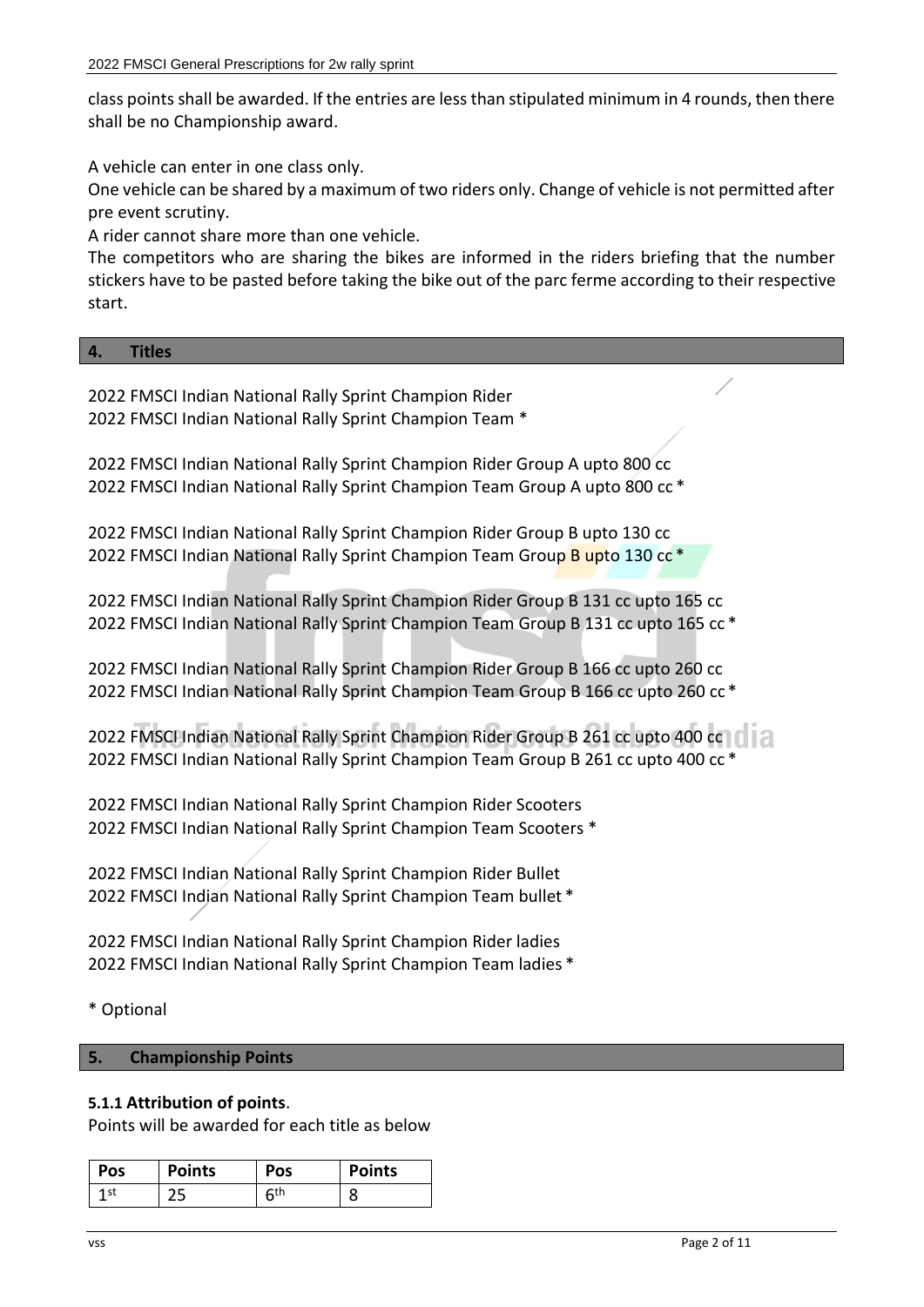class points shall be awarded. If the entries are less than stipulated minimum in 4 rounds, then there shall be no Championship award.

A vehicle can enter in one class only.
One vehicle can be shared by a maximum of two riders only. Change of vehicle is not permitted after pre event scrutiny.
A rider cannot share more than one vehicle.
The competitors who are sharing the bikes are informed in the riders briefing that the number stickers have to be pasted before taking the bike out of the parc ferme according to their respective start.

## 4. Titles

2022 FMSCI Indian National Rally Sprint Champion Rider
2022 FMSCI Indian National Rally Sprint Champion Team *

2022 FMSCI Indian National Rally Sprint Champion Rider Group A upto 800 cc
2022 FMSCI Indian National Rally Sprint Champion Team Group A upto 800 cc *

2022 FMSCI Indian National Rally Sprint Champion Rider Group B upto 130 cc
2022 FMSCI Indian National Rally Sprint Champion Team Group B upto 130 cc *

2022 FMSCI Indian National Rally Sprint Champion Rider Group B 131 cc upto 165 cc
2022 FMSCI Indian National Rally Sprint Champion Team Group B 131 cc upto 165 cc *

2022 FMSCI Indian National Rally Sprint Champion Rider Group B 166 cc upto 260 cc
2022 FMSCI Indian National Rally Sprint Champion Team Group B 166 cc upto 260 cc *

2022 FMSCI Indian National Rally Sprint Champion Rider Group B 261 cc upto 400 cc
2022 FMSCI Indian National Rally Sprint Champion Team Group B 261 cc upto 400 cc *

2022 FMSCI Indian National Rally Sprint Champion Rider Scooters
2022 FMSCI Indian National Rally Sprint Champion Team Scooters *

2022 FMSCI Indian National Rally Sprint Champion Rider Bullet
2022 FMSCI Indian National Rally Sprint Champion Team bullet *

2022 FMSCI Indian National Rally Sprint Champion Rider ladies
2022 FMSCI Indian National Rally Sprint Champion Team ladies *

* Optional

## 5. Championship Points

**5.1.1 Attribution of points**.
Points will be awarded for each title as below

| Pos | Points | Pos | Points |
|---|---|---|---|
| 1st | 25 | 6th | 8 |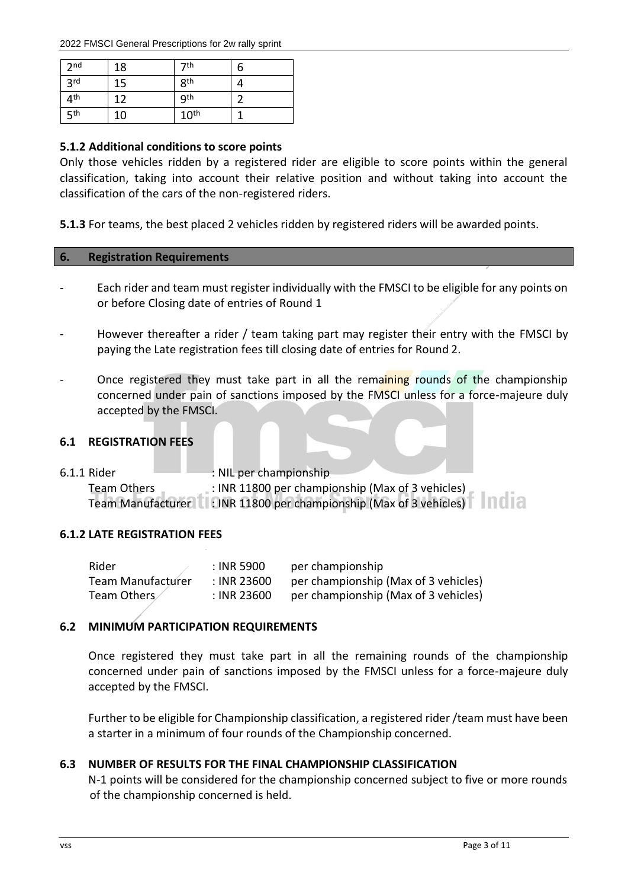| 2nd | 18 | 7th | 6 |
|---|---|---|---|
| 3rd | 15 | 8th | 4 |
| 4th | 12 | 9th | 2 |
| 5th | 10 | 10th | 1 |

### 5.1.2 Additional conditions to score points

Only those vehicles ridden by a registered rider are eligible to score points within the general classification, taking into account their relative position and without taking into account the classification of the cars of the non-registered riders.

**5.1.3** For teams, the best placed 2 vehicles ridden by registered riders will be awarded points.

## 6. Registration Requirements

- Each rider and team must register individually with the FMSCI to be eligible for any points on or before Closing date of entries of Round 1
- However thereafter a rider / team taking part may register their entry with the FMSCI by paying the Late registration fees till closing date of entries for Round 2.
- Once registered they must take part in all the remaining rounds of the championship concerned under pain of sanctions imposed by the FMSCI unless for a force-majeure duly accepted by the FMSCI.

### 6.1 REGISTRATION FEES

6.1.1 Rider : NIL per championship
Team Others : INR 11800 per championship (Max of 3 vehicles)
Team Manufacturer : INR 11800 per championship (Max of 3 vehicles)

### 6.1.2 LATE REGISTRATION FEES

| Rider | : INR 5900 | per championship |
|---|---|---|
| Team Manufacturer | : INR 23600 | per championship (Max of 3 vehicles) |
| Team Others | : INR 23600 | per championship (Max of 3 vehicles) |

### 6.2 MINIMUM PARTICIPATION REQUIREMENTS

Once registered they must take part in all the remaining rounds of the championship concerned under pain of sanctions imposed by the FMSCI unless for a force-majeure duly accepted by the FMSCI.

Further to be eligible for Championship classification, a registered rider /team must have been a starter in a minimum of four rounds of the Championship concerned.

### 6.3 NUMBER OF RESULTS FOR THE FINAL CHAMPIONSHIP CLASSIFICATION

N-1 points will be considered for the championship concerned subject to five or more rounds of the championship concerned is held.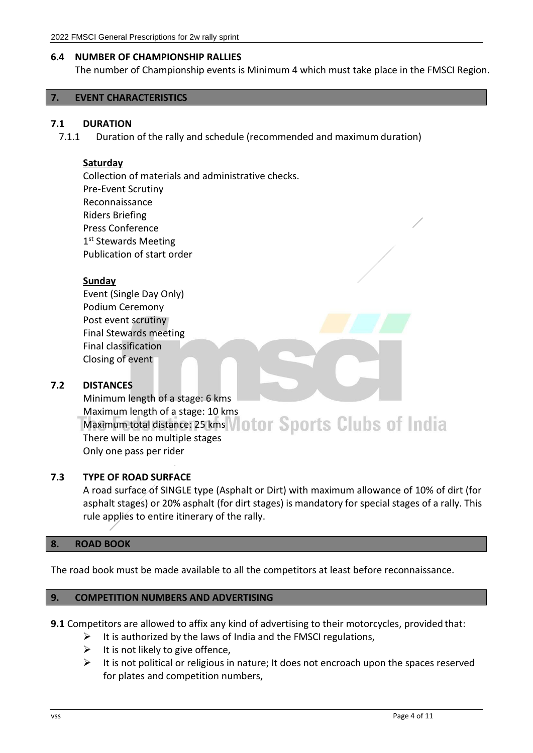## 6.4 NUMBER OF CHAMPIONSHIP RALLIES

The number of Championship events is Minimum 4 which must take place in the FMSCI Region.

# 7. EVENT CHARACTERISTICS

## 7.1 DURATION

7.1.1 Duration of the rally and schedule (recommended and maximum duration)

**Saturday**

Collection of materials and administrative checks.
Pre-Event Scrutiny
Reconnaissance
Riders Briefing
Press Conference
1st Stewards Meeting
Publication of start order

**Sunday**

Event (Single Day Only)
Podium Ceremony
Post event scrutiny
Final Stewards meeting
Final classification
Closing of event

## 7.2 DISTANCES

Minimum length of a stage: 6 kms
Maximum length of a stage: 10 kms
Maximum total distance: 25 kms
There will be no multiple stages
Only one pass per rider

## 7.3 TYPE OF ROAD SURFACE

A road surface of SINGLE type (Asphalt or Dirt) with maximum allowance of 10% of dirt (for asphalt stages) or 20% asphalt (for dirt stages) is mandatory for special stages of a rally. This rule applies to entire itinerary of the rally.

# 8. ROAD BOOK

The road book must be made available to all the competitors at least before reconnaissance.

# 9. COMPETITION NUMBERS AND ADVERTISING

**9.1** Competitors are allowed to affix any kind of advertising to their motorcycles, provided that:

- It is authorized by the laws of India and the FMSCI regulations,
- It is not likely to give offence,
- It is not political or religious in nature; It does not encroach upon the spaces reserved for plates and competition numbers,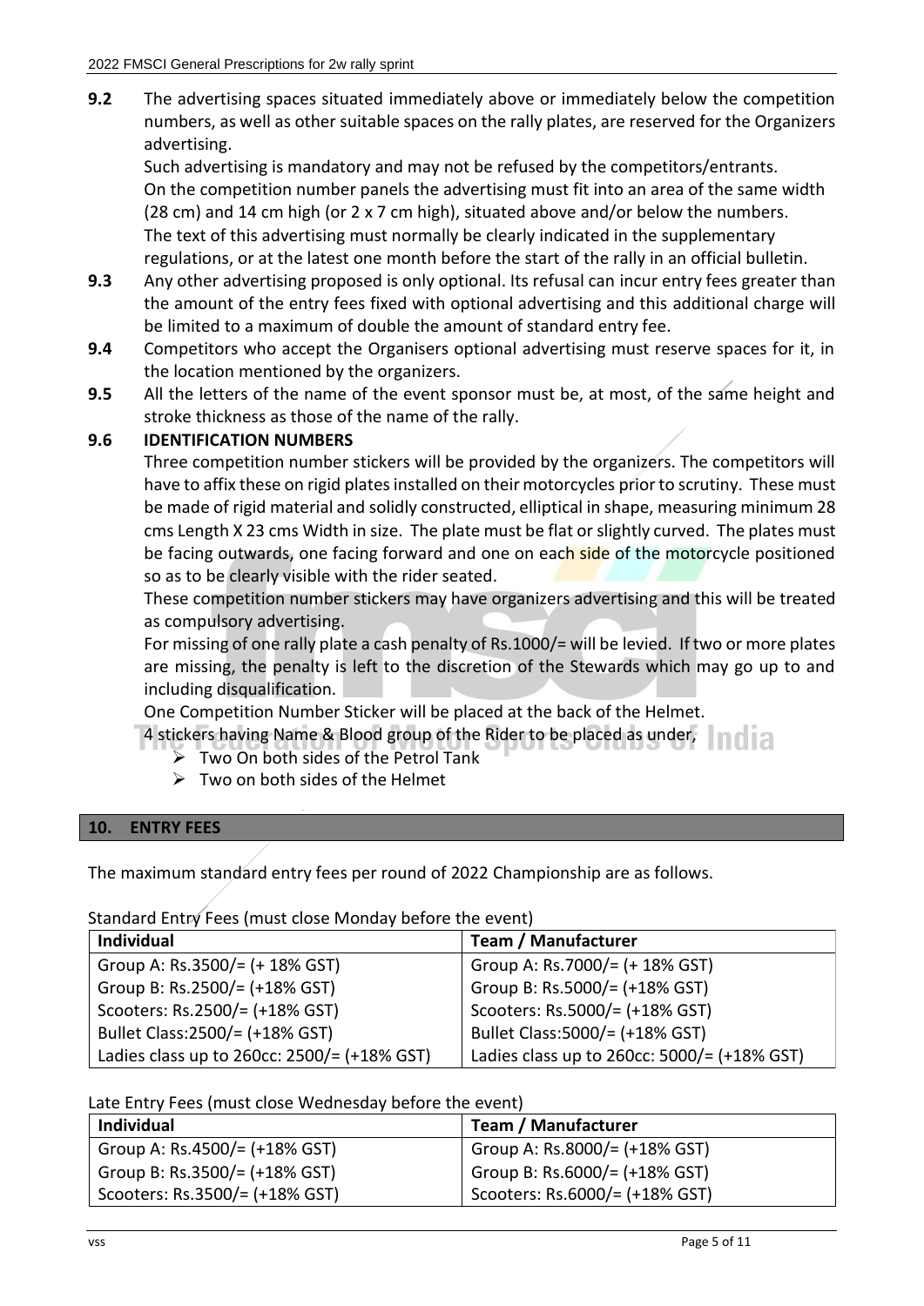**9.2** The advertising spaces situated immediately above or immediately below the competition numbers, as well as other suitable spaces on the rally plates, are reserved for the Organizers advertising.

Such advertising is mandatory and may not be refused by the competitors/entrants.

On the competition number panels the advertising must fit into an area of the same width (28 cm) and 14 cm high (or 2 x 7 cm high), situated above and/or below the numbers.

The text of this advertising must normally be clearly indicated in the supplementary regulations, or at the latest one month before the start of the rally in an official bulletin.

**9.3** Any other advertising proposed is only optional. Its refusal can incur entry fees greater than the amount of the entry fees fixed with optional advertising and this additional charge will be limited to a maximum of double the amount of standard entry fee.

**9.4** Competitors who accept the Organisers optional advertising must reserve spaces for it, in the location mentioned by the organizers.

**9.5** All the letters of the name of the event sponsor must be, at most, of the same height and stroke thickness as those of the name of the rally.

**9.6 IDENTIFICATION NUMBERS**

Three competition number stickers will be provided by the organizers. The competitors will have to affix these on rigid plates installed on their motorcycles prior to scrutiny. These must be made of rigid material and solidly constructed, elliptical in shape, measuring minimum 28 cms Length X 23 cms Width in size. The plate must be flat or slightly curved. The plates must be facing outwards, one facing forward and one on each side of the motorcycle positioned so as to be clearly visible with the rider seated.

These competition number stickers may have organizers advertising and this will be treated as compulsory advertising.

For missing of one rally plate a cash penalty of Rs.1000/= will be levied. If two or more plates are missing, the penalty is left to the discretion of the Stewards which may go up to and including disqualification.

One Competition Number Sticker will be placed at the back of the Helmet.

4 stickers having Name & Blood group of the Rider to be placed as under,

- Two On both sides of the Petrol Tank
- Two on both sides of the Helmet

## 10. ENTRY FEES

The maximum standard entry fees per round of 2022 Championship are as follows.

Standard Entry Fees (must close Monday before the event)

| Individual | Team / Manufacturer |
|---|---|
| Group A: Rs.3500/= (+ 18% GST) | Group A: Rs.7000/= (+ 18% GST) |
| Group B: Rs.2500/= (+18% GST) | Group B: Rs.5000/= (+18% GST) |
| Scooters: Rs.2500/= (+18% GST) | Scooters: Rs.5000/= (+18% GST) |
| Bullet Class:2500/= (+18% GST) | Bullet Class:5000/= (+18% GST) |
| Ladies class up to 260cc: 2500/= (+18% GST) | Ladies class up to 260cc: 5000/= (+18% GST) |

Late Entry Fees (must close Wednesday before the event)

| Individual | Team / Manufacturer |
|---|---|
| Group A: Rs.4500/= (+18% GST) | Group A: Rs.8000/= (+18% GST) |
| Group B: Rs.3500/= (+18% GST) | Group B: Rs.6000/= (+18% GST) |
| Scooters: Rs.3500/= (+18% GST) | Scooters: Rs.6000/= (+18% GST) |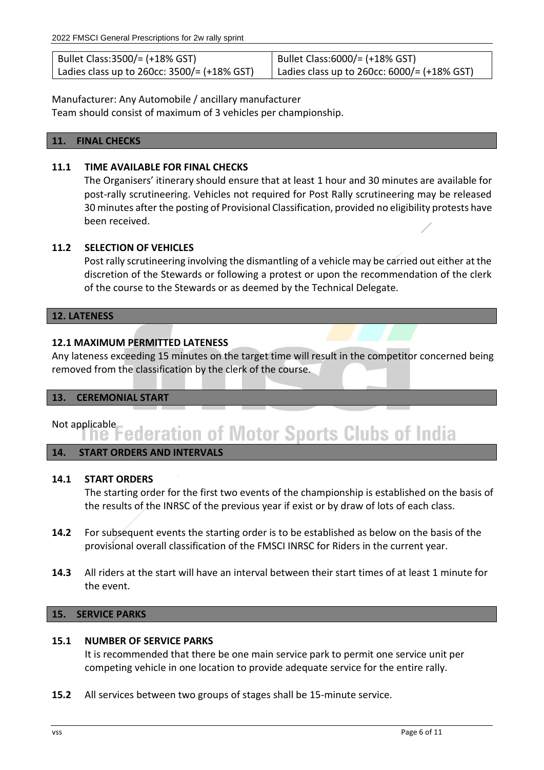| Bullet Class:3500/= (+18% GST) | Bullet Class:6000/= (+18% GST) |
|---|---|
| Ladies class up to 260cc: 3500/= (+18% GST) | Ladies class up to 260cc: 6000/= (+18% GST) |

Manufacturer: Any Automobile / ancillary manufacturer
Team should consist of maximum of 3 vehicles per championship.

## 11. FINAL CHECKS

### 11.1 TIME AVAILABLE FOR FINAL CHECKS

The Organisers' itinerary should ensure that at least 1 hour and 30 minutes are available for post-rally scrutineering. Vehicles not required for Post Rally scrutineering may be released 30 minutes after the posting of Provisional Classification, provided no eligibility protests have been received.

### 11.2 SELECTION OF VEHICLES

Post rally scrutineering involving the dismantling of a vehicle may be carried out either at the discretion of the Stewards or following a protest or upon the recommendation of the clerk of the course to the Stewards or as deemed by the Technical Delegate.

## 12. LATENESS

### 12.1 MAXIMUM PERMITTED LATENESS

Any lateness exceeding 15 minutes on the target time will result in the competitor concerned being removed from the classification by the clerk of the course.

## 13. CEREMONIAL START

Not applicable

## 14. START ORDERS AND INTERVALS

### 14.1 START ORDERS

The starting order for the first two events of the championship is established on the basis of the results of the INRSC of the previous year if exist or by draw of lots of each class.

**14.2** For subsequent events the starting order is to be established as below on the basis of the provisional overall classification of the FMSCI INRSC for Riders in the current year.

**14.3** All riders at the start will have an interval between their start times of at least 1 minute for the event.

## 15. SERVICE PARKS

### 15.1 NUMBER OF SERVICE PARKS

It is recommended that there be one main service park to permit one service unit per competing vehicle in one location to provide adequate service for the entire rally.

**15.2** All services between two groups of stages shall be 15-minute service.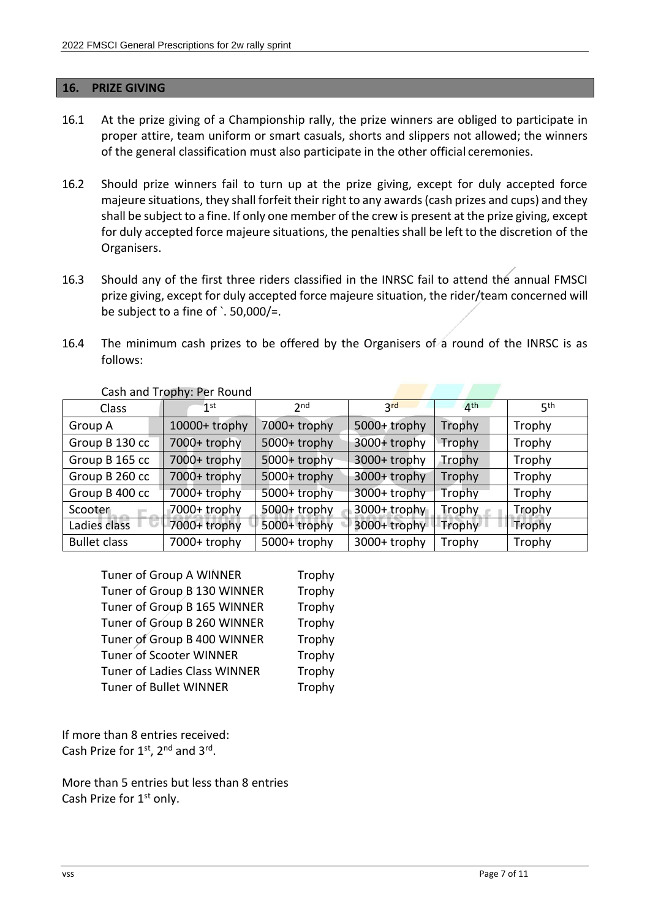## 16. PRIZE GIVING

16.1 At the prize giving of a Championship rally, the prize winners are obliged to participate in proper attire, team uniform or smart casuals, shorts and slippers not allowed; the winners of the general classification must also participate in the other official ceremonies.

16.2 Should prize winners fail to turn up at the prize giving, except for duly accepted force majeure situations, they shall forfeit their right to any awards (cash prizes and cups) and they shall be subject to a fine. If only one member of the crew is present at the prize giving, except for duly accepted force majeure situations, the penalties shall be left to the discretion of the Organisers.

16.3 Should any of the first three riders classified in the INRSC fail to attend the annual FMSCI prize giving, except for duly accepted force majeure situation, the rider/team concerned will be subject to a fine of `. 50,000/=.

16.4 The minimum cash prizes to be offered by the Organisers of a round of the INRSC is as follows:

Cash and Trophy: Per Round

| Class | 1st | 2nd | 3rd | 4th | 5th |
|---|---|---|---|---|---|
| Group A | 10000+ trophy | 7000+ trophy | 5000+ trophy | Trophy | Trophy |
| Group B 130 cc | 7000+ trophy | 5000+ trophy | 3000+ trophy | Trophy | Trophy |
| Group B 165 cc | 7000+ trophy | 5000+ trophy | 3000+ trophy | Trophy | Trophy |
| Group B 260 cc | 7000+ trophy | 5000+ trophy | 3000+ trophy | Trophy | Trophy |
| Group B 400 cc | 7000+ trophy | 5000+ trophy | 3000+ trophy | Trophy | Trophy |
| Scooter | 7000+ trophy | 5000+ trophy | 3000+ trophy | Trophy | Trophy |
| Ladies class | 7000+ trophy | 5000+ trophy | 3000+ trophy | Trophy | Trophy |
| Bullet class | 7000+ trophy | 5000+ trophy | 3000+ trophy | Trophy | Trophy |

| | |
|---|---|
| Tuner of Group A WINNER | Trophy |
| Tuner of Group B 130 WINNER | Trophy |
| Tuner of Group B 165 WINNER | Trophy |
| Tuner of Group B 260 WINNER | Trophy |
| Tuner of Group B 400 WINNER | Trophy |
| Tuner of Scooter WINNER | Trophy |
| Tuner of Ladies Class WINNER | Trophy |
| Tuner of Bullet WINNER | Trophy |

If more than 8 entries received:
Cash Prize for 1st, 2nd and 3rd.

More than 5 entries but less than 8 entries
Cash Prize for 1st only.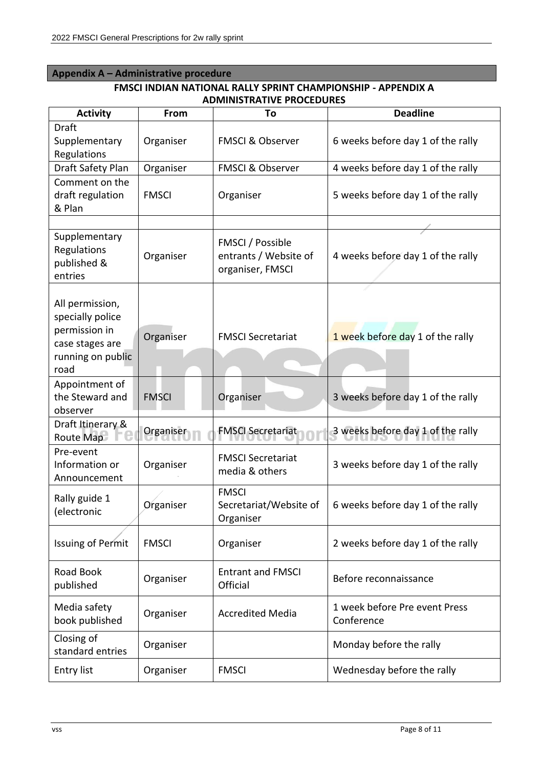## Appendix A – Administrative procedure

**FMSCI INDIAN NATIONAL RALLY SPRINT CHAMPIONSHIP - APPENDIX A ADMINISTRATIVE PROCEDURES**

| Activity | From | To | Deadline |
|---|---|---|---|
| Draft Supplementary Regulations | Organiser | FMSCI & Observer | 6 weeks before day 1 of the rally |
| Draft Safety Plan | Organiser | FMSCI & Observer | 4 weeks before day 1 of the rally |
| Comment on the draft regulation & Plan | FMSCI | Organiser | 5 weeks before day 1 of the rally |
| | | | |
| Supplementary Regulations published & entries | Organiser | FMSCI / Possible entrants / Website of organiser, FMSCI | 4 weeks before day 1 of the rally |
| All permission, specially police permission in case stages are running on public road | Organiser | FMSCI Secretariat | 1 week before day 1 of the rally |
| Appointment of the Steward and observer | FMSCI | Organiser | 3 weeks before day 1 of the rally |
| Draft Itinerary & Route Map | Organiser | FMSCI Secretariat | 3 weeks before day 1 of the rally |
| Pre-event Information or Announcement | Organiser | FMSCI Secretariat media & others | 3 weeks before day 1 of the rally |
| Rally guide 1 (electronic | Organiser | FMSCI Secretariat/Website of Organiser | 6 weeks before day 1 of the rally |
| Issuing of Permit | FMSCI | Organiser | 2 weeks before day 1 of the rally |
| Road Book published | Organiser | Entrant and FMSCI Official | Before reconnaissance |
| Media safety book published | Organiser | Accredited Media | 1 week before Pre event Press Conference |
| Closing of standard entries | Organiser | | Monday before the rally |
| Entry list | Organiser | FMSCI | Wednesday before the rally |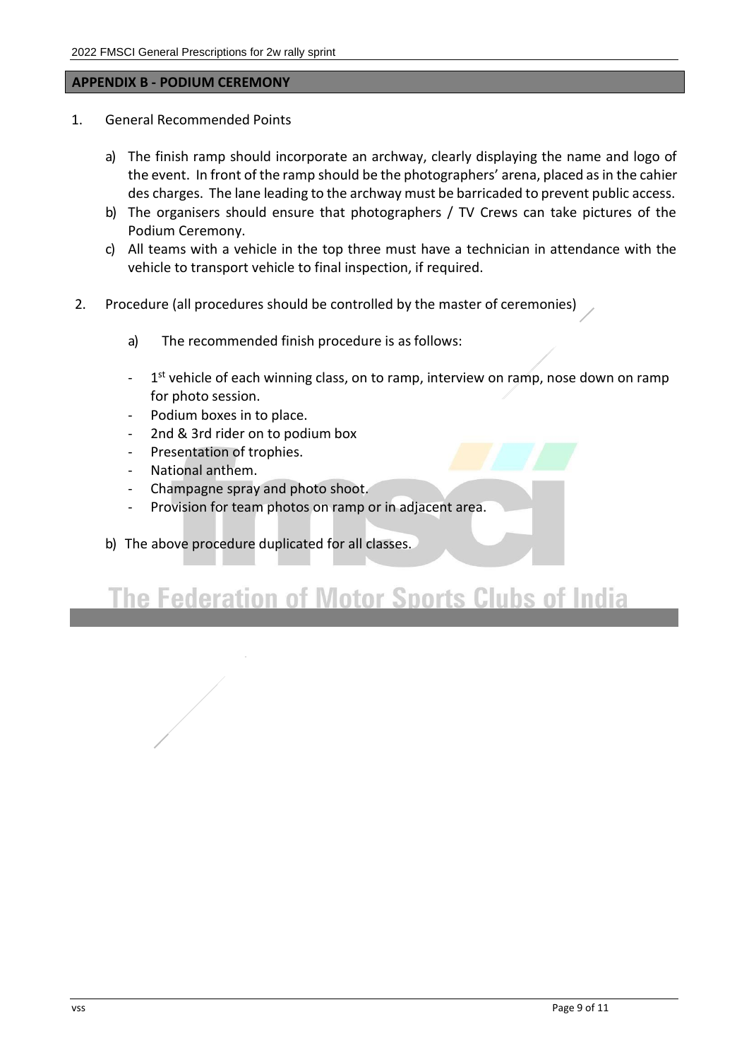## APPENDIX B - PODIUM CEREMONY

1. General Recommended Points

   a) The finish ramp should incorporate an archway, clearly displaying the name and logo of the event. In front of the ramp should be the photographers' arena, placed as in the cahier des charges. The lane leading to the archway must be barricaded to prevent public access.

   b) The organisers should ensure that photographers / TV Crews can take pictures of the Podium Ceremony.

   c) All teams with a vehicle in the top three must have a technician in attendance with the vehicle to transport vehicle to final inspection, if required.

2. Procedure (all procedures should be controlled by the master of ceremonies)

   a) The recommended finish procedure is as follows:

   - 1st vehicle of each winning class, on to ramp, interview on ramp, nose down on ramp for photo session.
   - Podium boxes in to place.
   - 2nd & 3rd rider on to podium box
   - Presentation of trophies.
   - National anthem.
   - Champagne spray and photo shoot.
   - Provision for team photos on ramp or in adjacent area.

   b) The above procedure duplicated for all classes.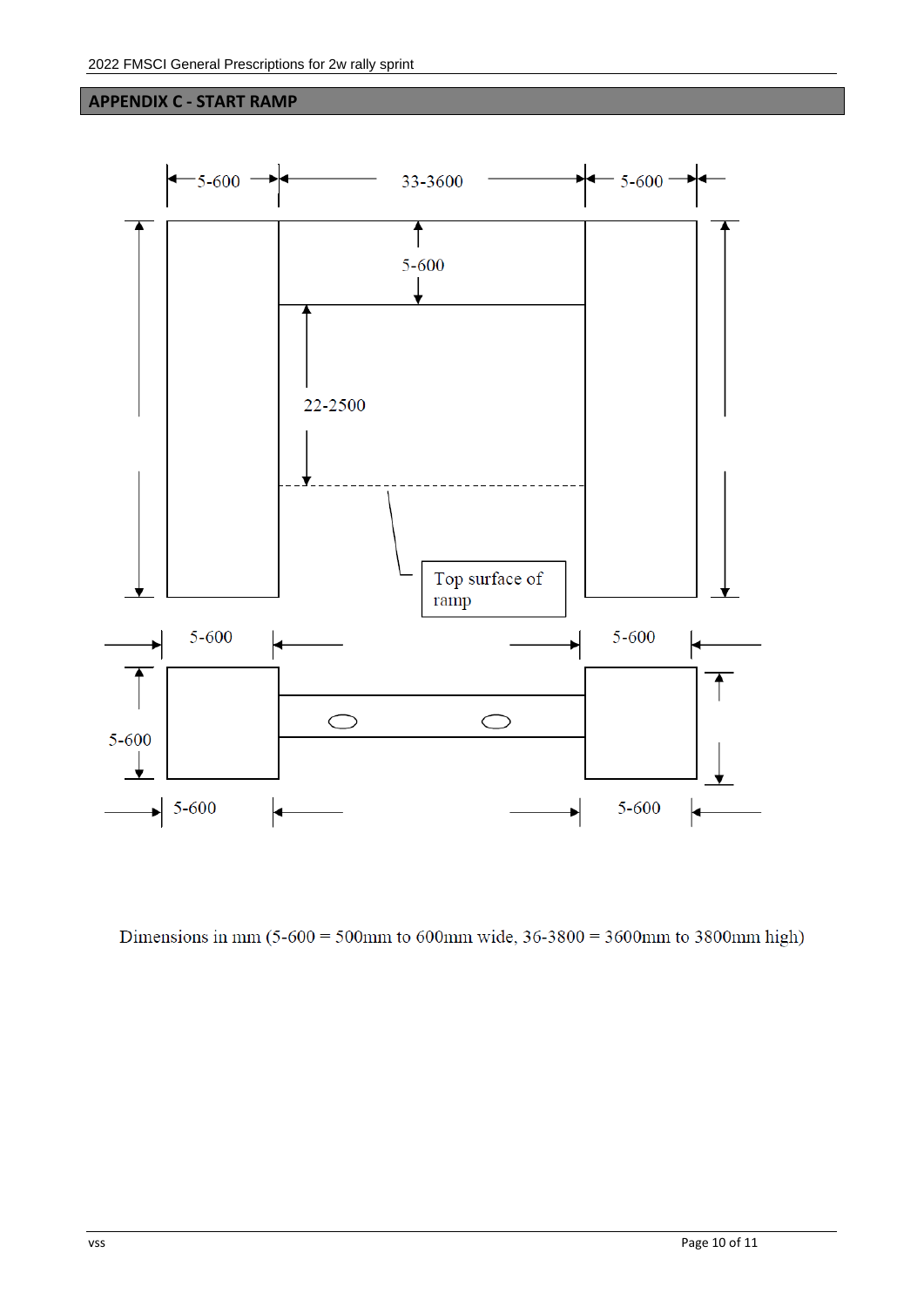## APPENDIX C - START RAMP

5-600

33-3600

5-600

5-600

22-2500

Top surface of ramp

5-600

5-600

5-600

5-600

5-600

Dimensions in mm (5-600 = 500mm to 600mm wide, 36-3800 = 3600mm to 3800mm high)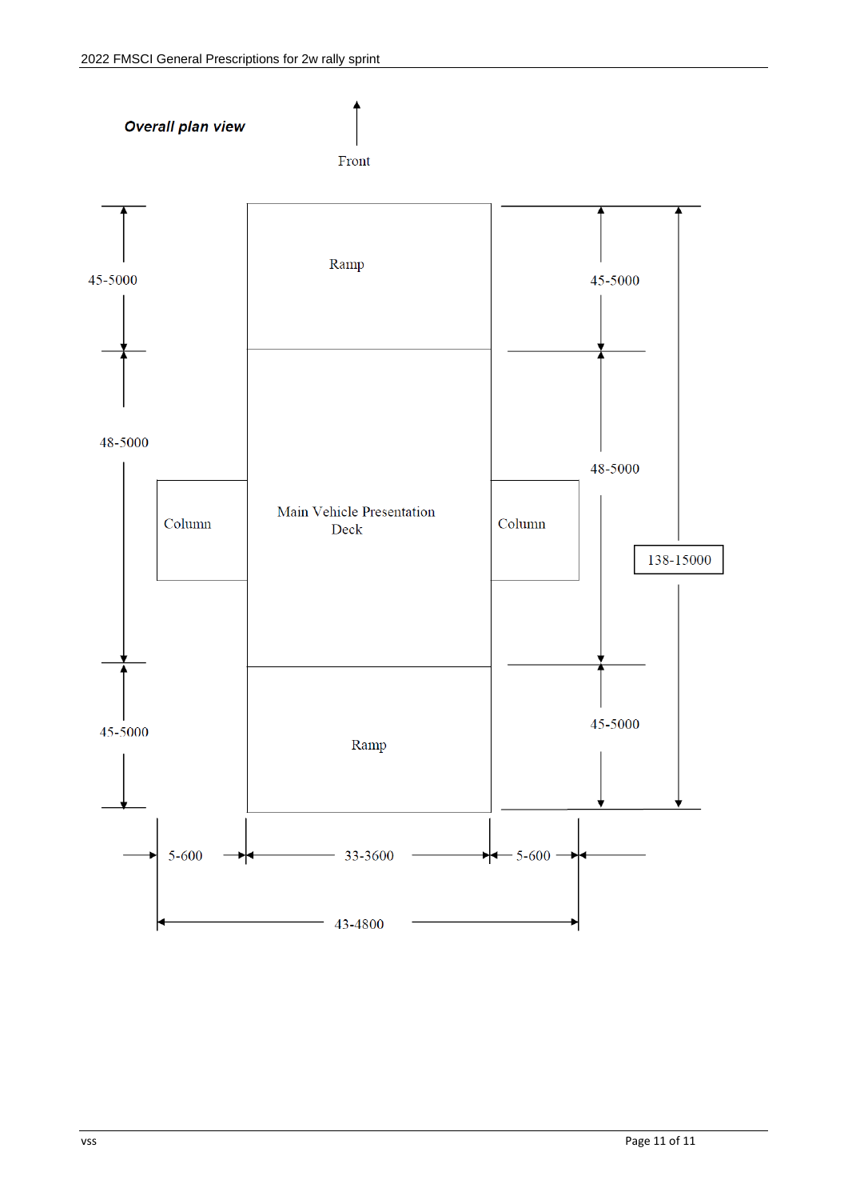***Overall plan view***

Front

Ramp

Main Vehicle Presentation Deck

Column

Column

Ramp

45-5000

48-5000

45-5000

45-5000

48-5000

45-5000

138-15000

5-600

33-3600

5-600

43-4800